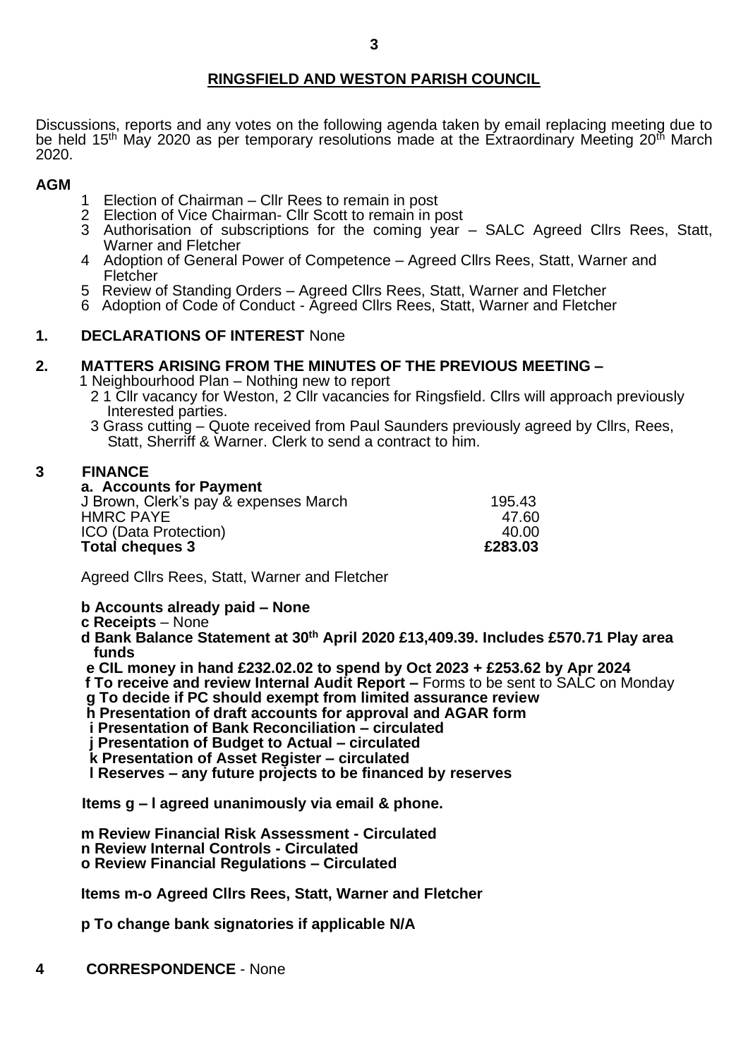## RINGSFIELD AND WESTON PARISH COUNCIL

Discussions, reports and any votes on the following agenda taken by email replacing meeting due to be held 15th May 2020 as per temporary resolutions made at the Extraordinary Meeting 20th March 2020.

**AGM**

1. Election of Chairman – Cllr Rees to remain in post
2. Election of Vice Chairman- Cllr Scott to remain in post
3. Authorisation of subscriptions for the coming year – SALC Agreed Cllrs Rees, Statt, Warner and Fletcher
4. Adoption of General Power of Competence – Agreed Cllrs Rees, Statt, Warner and Fletcher
5. Review of Standing Orders – Agreed Cllrs Rees, Statt, Warner and Fletcher
6. Adoption of Code of Conduct - Agreed Cllrs Rees, Statt, Warner and Fletcher

**1. DECLARATIONS OF INTEREST** None

**2. MATTERS ARISING FROM THE MINUTES OF THE PREVIOUS MEETING –**

1 Neighbourhood Plan – Nothing new to report

2 1 Cllr vacancy for Weston, 2 Cllr vacancies for Ringsfield. Cllrs will approach previously Interested parties.

3 Grass cutting – Quote received from Paul Saunders previously agreed by Cllrs, Rees, Statt, Sherriff & Warner. Clerk to send a contract to him.

**3 FINANCE**

**a. Accounts for Payment**

| | |
|---|---|
| J Brown, Clerk's pay & expenses March | 195.43 |
| HMRC PAYE | 47.60 |
| ICO (Data Protection) | 40.00 |
| **Total cheques 3** | **£283.03** |

Agreed Cllrs Rees, Statt, Warner and Fletcher

**b Accounts already paid – None**

**c Receipts** – None

**d Bank Balance Statement at 30th April 2020 £13,409.39. Includes £570.71 Play area funds**

**e CIL money in hand £232.02.02 to spend by Oct 2023 + £253.62 by Apr 2024**

**f To receive and review Internal Audit Report –** Forms to be sent to SALC on Monday

**g To decide if PC should exempt from limited assurance review**

**h Presentation of draft accounts for approval and AGAR form**

**i Presentation of Bank Reconciliation – circulated**

**j Presentation of Budget to Actual – circulated**

**k Presentation of Asset Register – circulated**

**l Reserves – any future projects to be financed by reserves**

**Items g – l agreed unanimously via email & phone.**

**m Review Financial Risk Assessment - Circulated**

**n Review Internal Controls - Circulated**

**o Review Financial Regulations – Circulated**

**Items m-o Agreed Cllrs Rees, Statt, Warner and Fletcher**

**p To change bank signatories if applicable N/A**

**4 CORRESPONDENCE** - None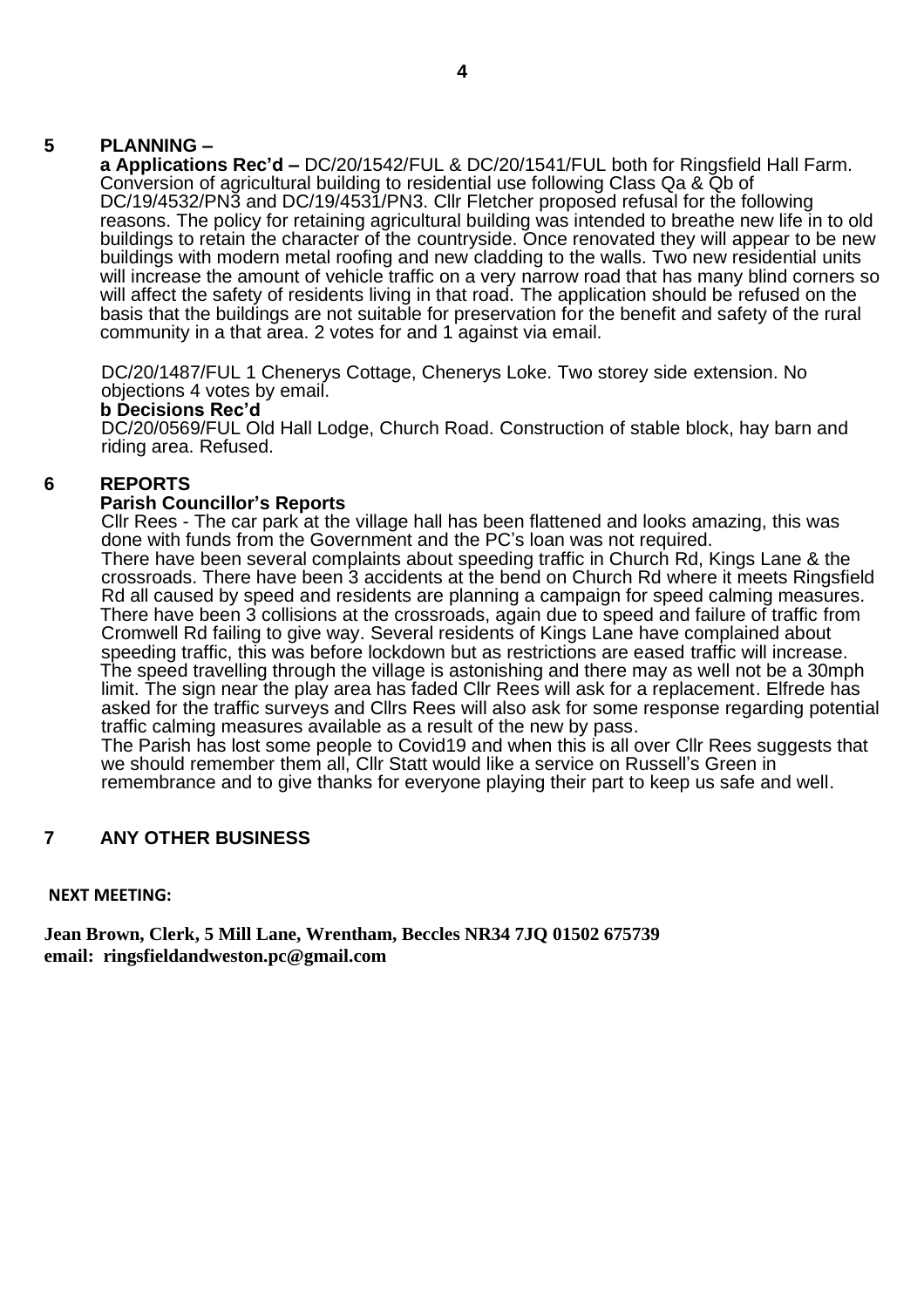## 5 PLANNING –

**a Applications Rec'd –** DC/20/1542/FUL & DC/20/1541/FUL both for Ringsfield Hall Farm. Conversion of agricultural building to residential use following Class Qa & Qb of DC/19/4532/PN3 and DC/19/4531/PN3. Cllr Fletcher proposed refusal for the following reasons. The policy for retaining agricultural building was intended to breathe new life in to old buildings to retain the character of the countryside. Once renovated they will appear to be new buildings with modern metal roofing and new cladding to the walls. Two new residential units will increase the amount of vehicle traffic on a very narrow road that has many blind corners so will affect the safety of residents living in that road. The application should be refused on the basis that the buildings are not suitable for preservation for the benefit and safety of the rural community in a that area. 2 votes for and 1 against via email.

DC/20/1487/FUL 1 Chenerys Cottage, Chenerys Loke. Two storey side extension. No objections 4 votes by email.

**b Decisions Rec'd**

DC/20/0569/FUL Old Hall Lodge, Church Road. Construction of stable block, hay barn and riding area. Refused.

## 6 REPORTS

**Parish Councillor's Reports**

Cllr Rees - The car park at the village hall has been flattened and looks amazing, this was done with funds from the Government and the PC's loan was not required.

There have been several complaints about speeding traffic in Church Rd, Kings Lane & the crossroads. There have been 3 accidents at the bend on Church Rd where it meets Ringsfield Rd all caused by speed and residents are planning a campaign for speed calming measures. There have been 3 collisions at the crossroads, again due to speed and failure of traffic from Cromwell Rd failing to give way. Several residents of Kings Lane have complained about speeding traffic, this was before lockdown but as restrictions are eased traffic will increase. The speed travelling through the village is astonishing and there may as well not be a 30mph limit. The sign near the play area has faded Cllr Rees will ask for a replacement. Elfrede has asked for the traffic surveys and Cllrs Rees will also ask for some response regarding potential traffic calming measures available as a result of the new by pass.

The Parish has lost some people to Covid19 and when this is all over Cllr Rees suggests that we should remember them all, Cllr Statt would like a service on Russell's Green in remembrance and to give thanks for everyone playing their part to keep us safe and well.

## 7 ANY OTHER BUSINESS

**NEXT MEETING:**

**Jean Brown, Clerk, 5 Mill Lane, Wrentham, Beccles NR34 7JQ 01502 675739**
**email: ringsfieldandweston.pc@gmail.com**